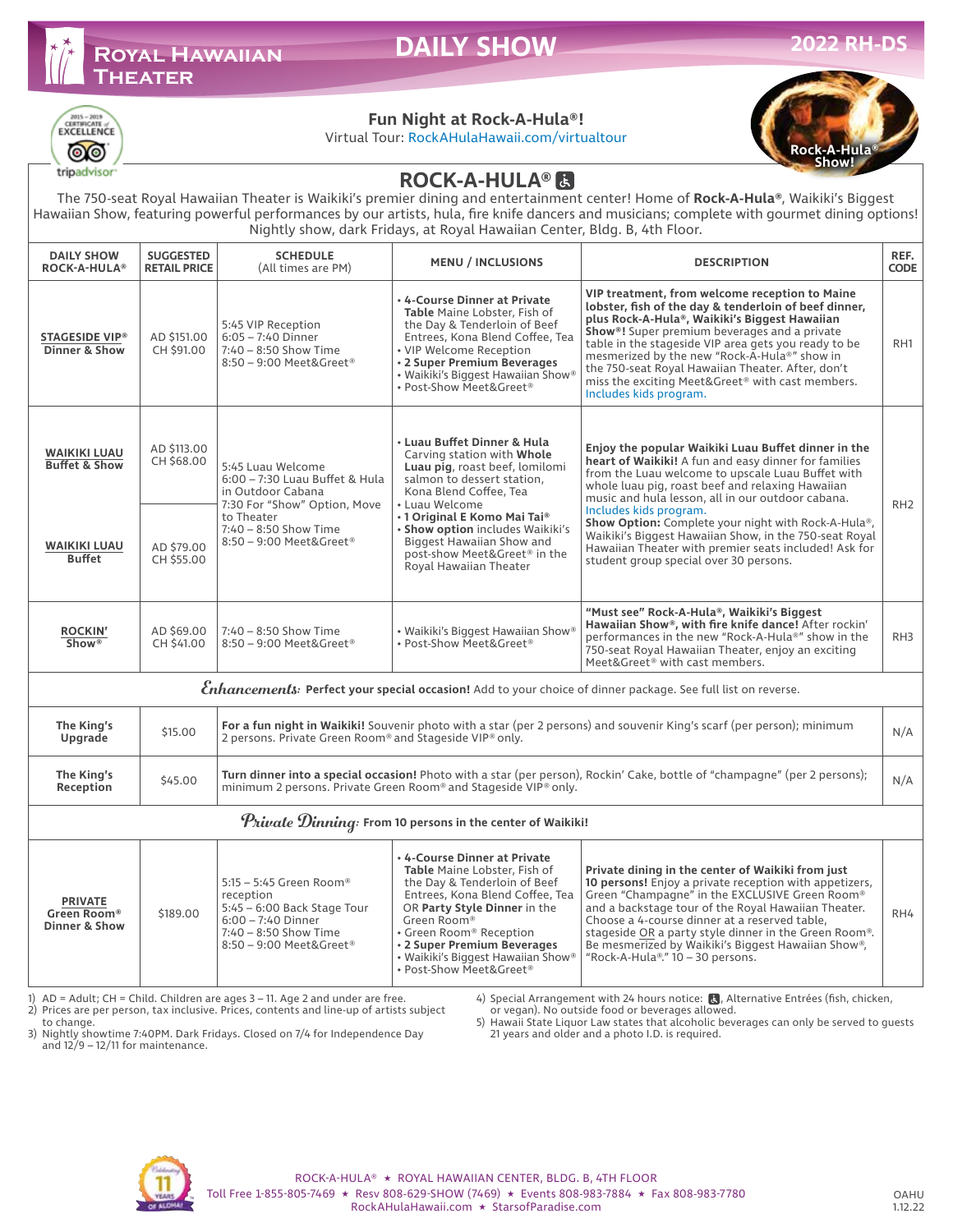# Royal Hawaiian Theater — DAILY SHOW — 2022 RH-DS

2015 – 2019 Certificate of Excellence — tripadvisor

**Fun Night at Rock-A-Hula®!**
Virtual Tour: RockAHulaHawaii.com/virtualtour

Rock-A-Hula® Show!

## ROCK-A-HULA®

The 750-seat Royal Hawaiian Theater is Waikiki's premier dining and entertainment center! Home of **Rock-A-Hula®**, Waikiki's Biggest Hawaiian Show, featuring powerful performances by our artists, hula, fire knife dancers and musicians; complete with gourmet dining options! Nightly show, dark Fridays, at Royal Hawaiian Center, Bldg. B, 4th Floor.

| DAILY SHOW ROCK-A-HULA® | SUGGESTED RETAIL PRICE | SCHEDULE (All times are PM) | MENU / INCLUSIONS | DESCRIPTION | REF. CODE |
|---|---|---|---|---|---|
| **STAGESIDE VIP® Dinner & Show** | AD $151.00<br>CH $91.00 | 5:45 VIP Reception<br>6:05 – 7:40 Dinner<br>7:40 – 8:50 Show Time<br>8:50 – 9:00 Meet&Greet® | • **4-Course Dinner at Private Table** Maine Lobster, Fish of the Day & Tenderloin of Beef Entrees, Kona Blend Coffee, Tea<br>• VIP Welcome Reception<br>• **2 Super Premium Beverages**<br>• Waikiki's Biggest Hawaiian Show®<br>• Post-Show Meet&Greet® | **VIP treatment, from welcome reception to Maine lobster, fish of the day & tenderloin of beef dinner, plus Rock-A-Hula®, Waikiki's Biggest Hawaiian Show®!** Super premium beverages and a private table in the stageside VIP area gets you ready to be mesmerized by the new "Rock-A-Hula®" show in the 750-seat Royal Hawaiian Theater. After, don't miss the exciting Meet&Greet® with cast members. Includes kids program. | RH1 |
| **WAIKIKI LUAU Buffet & Show** | AD $113.00<br>CH $68.00 | 5:45 Luau Welcome<br>6:00 – 7:30 Luau Buffet & Hula in Outdoor Cabana<br>7:30 For "Show" Option, Move to Theater<br>7:40 – 8:50 Show Time<br>8:50 – 9:00 Meet&Greet® | • **Luau Buffet Dinner & Hula** Carving station with **Whole Luau pig**, roast beef, lomilomi salmon to dessert station, Kona Blend Coffee, Tea<br>• Luau Welcome<br>• **1 Original E Komo Mai Tai®**<br>• **Show option** includes Waikiki's Biggest Hawaiian Show and post-show Meet&Greet® in the Royal Hawaiian Theater | **Enjoy the popular Waikiki Luau Buffet dinner in the heart of Waikiki!** A fun and easy dinner for families from the Luau welcome to upscale Luau Buffet with whole luau pig, roast beef and relaxing Hawaiian music and hula lesson, all in our outdoor cabana. Includes kids program.<br>**Show Option:** Complete your night with Rock-A-Hula®, Waikiki's Biggest Hawaiian Show, in the 750-seat Royal Hawaiian Theater with premier seats included! Ask for student group special over 30 persons. | RH2 |
| **WAIKIKI LUAU Buffet** | AD $79.00<br>CH $55.00 | | | | |
| **ROCKIN' Show®** | AD $69.00<br>CH $41.00 | 7:40 – 8:50 Show Time<br>8:50 – 9:00 Meet&Greet® | • Waikiki's Biggest Hawaiian Show®<br>• Post-Show Meet&Greet® | **"Must see" Rock-A-Hula®, Waikiki's Biggest Hawaiian Show®, with fire knife dance!** After rockin' performances in the new "Rock-A-Hula®" show in the 750-seat Royal Hawaiian Theater, enjoy an exciting Meet&Greet® with cast members. | RH3 |
| ***Enhancements:*** **Perfect your special occasion!** Add to your choice of dinner package. See full list on reverse. | | | | | |
| **The King's Upgrade** | $15.00 | **For a fun night in Waikiki!** Souvenir photo with a star (per 2 persons) and souvenir King's scarf (per person); minimum 2 persons. Private Green Room® and Stageside VIP® only. | | | N/A |
| **The King's Reception** | $45.00 | **Turn dinner into a special occasion!** Photo with a star (per person), Rockin' Cake, bottle of "champagne" (per 2 persons); minimum 2 persons. Private Green Room® and Stageside VIP® only. | | | N/A |
| ***Private Dinning:*** **From 10 persons in the center of Waikiki!** | | | | | |
| **PRIVATE Green Room® Dinner & Show** | $189.00 | 5:15 – 5:45 Green Room® reception<br>5:45 – 6:00 Back Stage Tour<br>6:00 – 7:40 Dinner<br>7:40 – 8:50 Show Time<br>8:50 – 9:00 Meet&Greet® | • **4-Course Dinner at Private Table** Maine Lobster, Fish of the Day & Tenderloin of Beef Entrees, Kona Blend Coffee, Tea OR **Party Style Dinner** in the Green Room®<br>• Green Room® Reception<br>• **2 Super Premium Beverages**<br>• Waikiki's Biggest Hawaiian Show®<br>• Post-Show Meet&Greet® | **Private dining in the center of Waikiki from just 10 persons!** Enjoy a private reception with appetizers, Green "Champagne" in the EXCLUSIVE Green Room® and a backstage tour of the Royal Hawaiian Theater. Choose a 4-course dinner at a reserved table, stageside OR a party style dinner in the Green Room®. Be mesmerized by Waikiki's Biggest Hawaiian Show®, "Rock-A-Hula®." 10 – 30 persons. | RH4 |

1) AD = Adult; CH = Child. Children are ages 3 – 11. Age 2 and under are free.
2) Prices are per person, tax inclusive. Prices, contents and line-up of artists subject to change.
3) Nightly showtime 7:40PM. Dark Fridays. Closed on 7/4 for Independence Day and 12/9 – 12/11 for maintenance.
4) Special Arrangement with 24 hours notice: ♿. Alternative Entrées (fish, chicken, or vegan). No outside food or beverages allowed.
5) Hawaii State Liquor Law states that alcoholic beverages can only be served to guests 21 years and older and a photo I.D. is required.

Celebrating 11 Years of Aloha!

ROCK-A-HULA® ★ ROYAL HAWAIIAN CENTER, BLDG. B, 4TH FLOOR
Toll Free 1-855-805-7469 ★ Resv 808-629-SHOW (7469) ★ Events 808-983-7884 ★ Fax 808-983-7780
RockAHulaHawaii.com ★ StarsofParadise.com

OAHU 1.12.22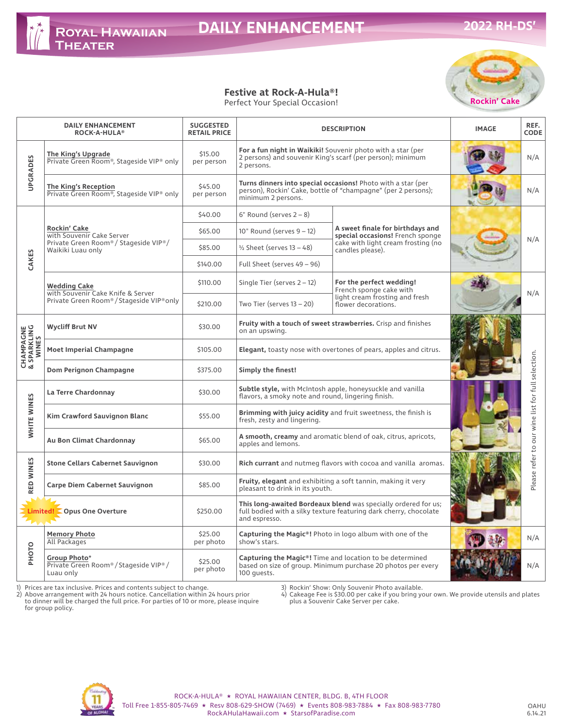# Royal Hawaiian Theater

## DAILY ENHANCEMENT

**2022 RH-DS'**

Rockin' Cake

### Festive at Rock-A-Hula®!

Perfect Your Special Occasion!

| | DAILY ENHANCEMENT ROCK-A-HULA® | SUGGESTED RETAIL PRICE | DESCRIPTION | | IMAGE | REF. CODE |
|---|---|---|---|---|---|---|
| UPGRADES | **The King's Upgrade** Private Green Room®, Stageside VIP® only | $15.00 per person | **For a fun night in Waikiki!** Souvenir photo with a star (per 2 persons) and souvenir King's scarf (per person); minimum 2 persons. | | | N/A |
| | **The King's Reception** Private Green Room®, Stageside VIP® only | $45.00 per person | **Turns dinners into special occasions!** Photo with a star (per person), Rockin' Cake, bottle of "champagne" (per 2 persons); minimum 2 persons. | | | N/A |
| CAKES | **Rockin' Cake** with Souvenir Cake Server Private Green Room® / Stageside VIP® / Waikiki Luau only | $40.00 | 6" Round (serves 2 – 8) | **A sweet finale for birthdays and special occasions!** French sponge cake with light cream frosting (no candles please). | | N/A |
| | | $65.00 | 10" Round (serves 9 – 12) | | | |
| | | $85.00 | ½ Sheet (serves 13 – 48) | | | |
| | | $140.00 | Full Sheet (serves 49 – 96) | | | |
| | **Wedding Cake** with Souvenir Cake Knife & Server Private Green Room® / Stageside VIP® only | $110.00 | Single Tier (serves 2 – 12) | **For the perfect wedding!** French sponge cake with light cream frosting and fresh flower decorations. | | N/A |
| | | $210.00 | Two Tier (serves 13 – 20) | | | |
| CHAMPAGNE & SPARKLING WINES | **Wycliff Brut NV** | $30.00 | **Fruity with a touch of sweet strawberries.** Crisp and finishes on an upswing. | | | Please refer to our wine list for full selection. |
| | **Moet Imperial Champagne** | $105.00 | **Elegant,** toasty nose with overtones of pears, apples and citrus. | | | |
| | **Dom Perignon Champagne** | $375.00 | **Simply the finest!** | | | |
| WHITE WINES | **La Terre Chardonnay** | $30.00 | **Subtle style,** with McIntosh apple, honeysuckle and vanilla flavors, a smoky note and round, lingering finish. | | | |
| | **Kim Crawford Sauvignon Blanc** | $55.00 | **Brimming with juicy acidity** and fruit sweetness, the finish is fresh, zesty and lingering. | | | |
| | **Au Bon Climat Chardonnay** | $65.00 | **A smooth, creamy** and aromatic blend of oak, citrus, apricots, apples and lemons. | | | |
| RED WINES | **Stone Cellars Cabernet Sauvignon** | $30.00 | **Rich currant** and nutmeg flavors with cocoa and vanilla aromas. | | | |
| | **Carpe Diem Cabernet Sauvignon** | $85.00 | **Fruity, elegant** and exhibiting a soft tannin, making it very pleasant to drink in its youth. | | | |
| | Limited! **Opus One Overture** | $250.00 | **This long-awaited Bordeaux blend** was specially ordered for us; full bodied with a silky texture featuring dark cherry, chocolate and espresso. | | | |
| PHOTO | **Memory Photo** All Packages | $25.00 per photo | **Capturing the Magic®!** Photo in logo album with one of the show's stars. | | | N/A |
| | **Group Photo*** Private Green Room® / Stageside VIP® / Luau only | $25.00 per photo | **Capturing the Magic®!** Time and location to be determined based on size of group. Minimum purchase 20 photos per every 100 guests. | | | N/A |

1) Prices are tax inclusive. Prices and contents subject to change.
2) Above arrangement with 24 hours notice. Cancellation within 24 hours prior to dinner will be charged the full price. For parties of 10 or more, please inquire for group policy.
3) Rockin' Show: Only Souvenir Photo available.
4) Cakeage Fee is $30.00 per cake if you bring your own. We provide utensils and plates plus a Souvenir Cake Server per cake.

ROCK-A-HULA® ★ ROYAL HAWAIIAN CENTER, BLDG. B, 4TH FLOOR
Toll Free 1-855-805-7469 ★ Resv 808-629-SHOW (7469) ★ Events 808-983-7884 ★ Fax 808-983-7780
RockAHulaHawaii.com ★ StarsofParadise.com

OAHU
6.14.21